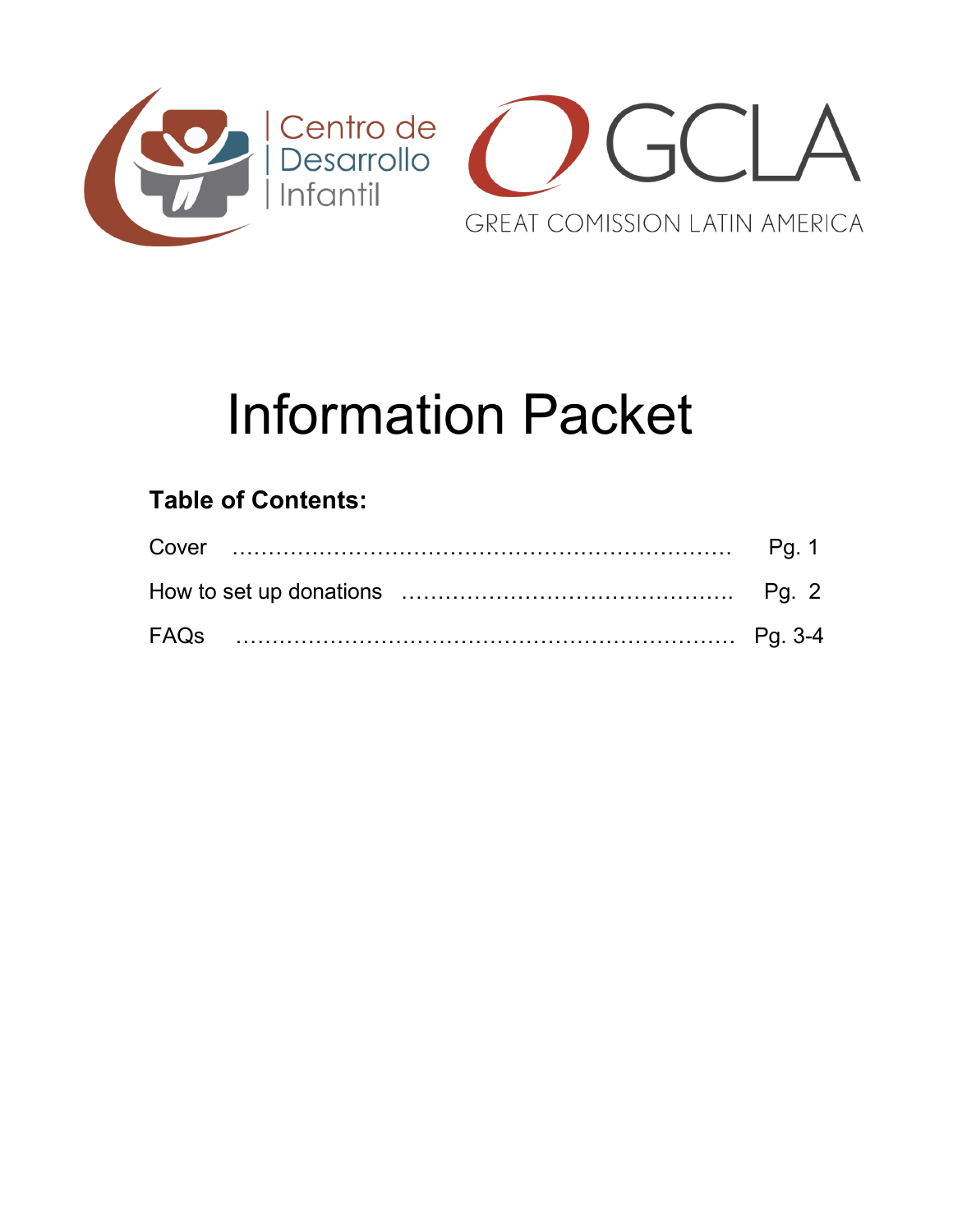Centro de Desarrollo Infantil

GCLA

GREAT COMISSION LATIN AMERICA

# Information Packet

**Table of Contents:**

| | |
|---|---|
| Cover | Pg. 1 |
| How to set up donations | Pg. 2 |
| FAQs | Pg. 3-4 |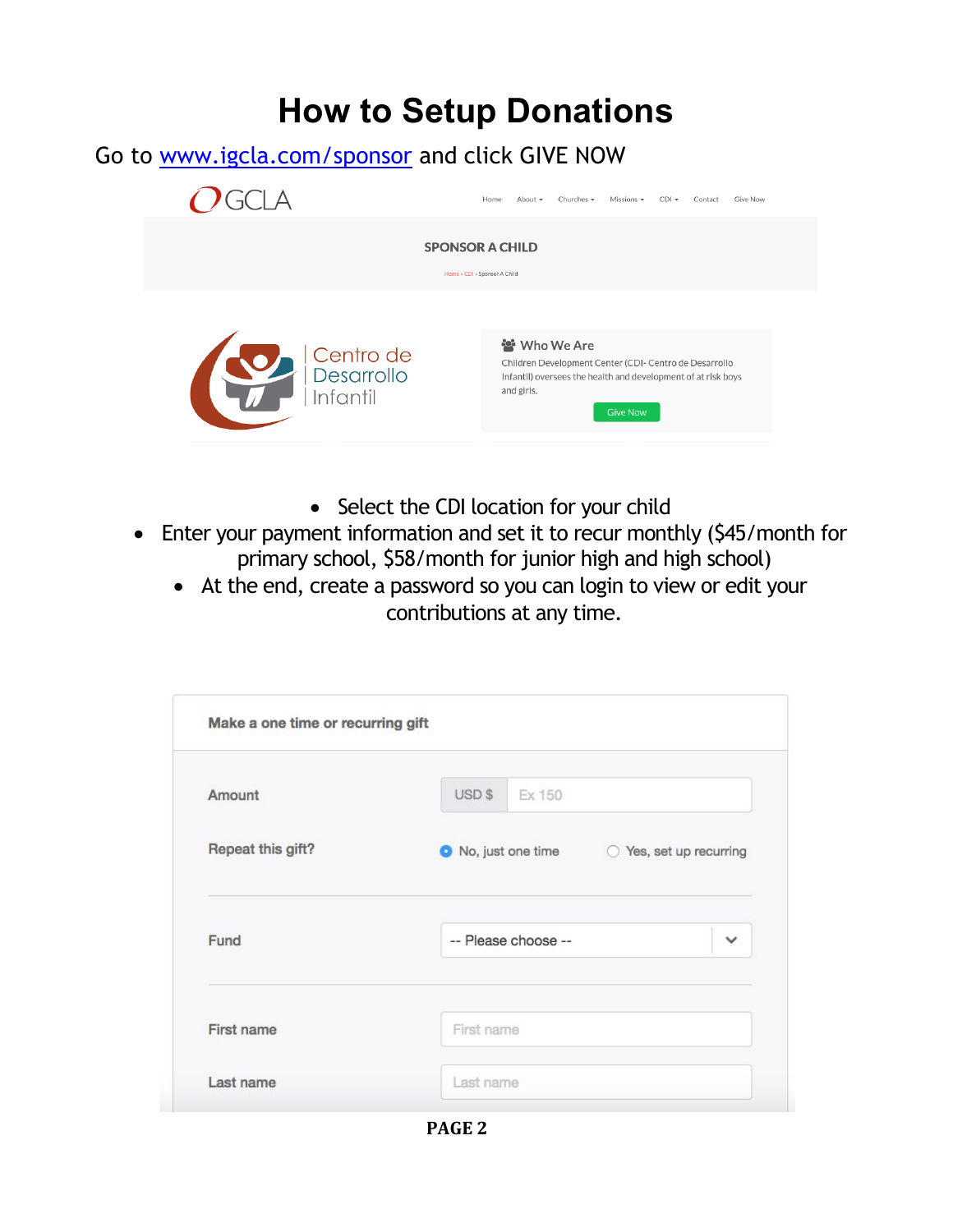# How to Setup Donations

Go to [www.igcla.com/sponsor](http://www.igcla.com/sponsor) and click GIVE NOW

- Select the CDI location for your child
- Enter your payment information and set it to recur monthly ($45/month for primary school, $58/month for junior high and high school)
- At the end, create a password so you can login to view or edit your contributions at any time.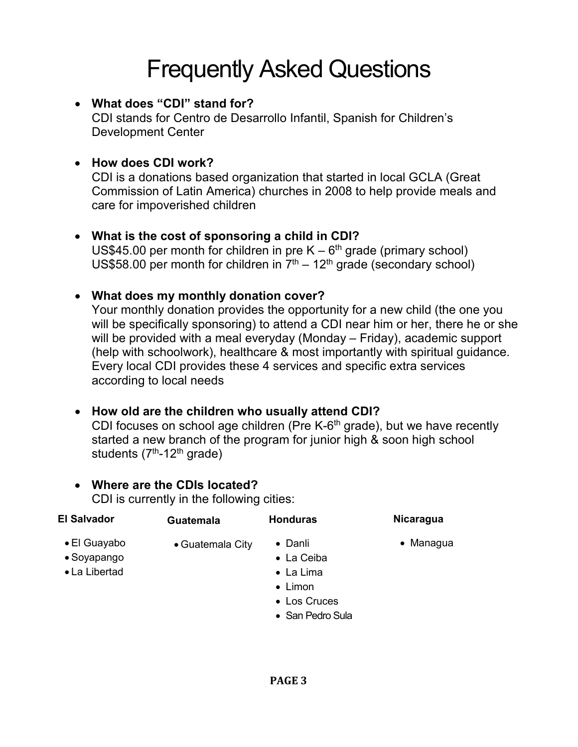# Frequently Asked Questions

- **What does "CDI" stand for?**
  CDI stands for Centro de Desarrollo Infantil, Spanish for Children's Development Center

- **How does CDI work?**
  CDI is a donations based organization that started in local GCLA (Great Commission of Latin America) churches in 2008 to help provide meals and care for impoverished children

- **What is the cost of sponsoring a child in CDI?**
  US$45.00 per month for children in pre K – 6th grade (primary school)
  US$58.00 per month for children in 7th – 12th grade (secondary school)

- **What does my monthly donation cover?**
  Your monthly donation provides the opportunity for a new child (the one you will be specifically sponsoring) to attend a CDI near him or her, there he or she will be provided with a meal everyday (Monday – Friday), academic support (help with schoolwork), healthcare & most importantly with spiritual guidance. Every local CDI provides these 4 services and specific extra services according to local needs

- **How old are the children who usually attend CDI?**
  CDI focuses on school age children (Pre K-6th grade), but we have recently started a new branch of the program for junior high & soon high school students (7th-12th grade)

- **Where are the CDIs located?**
  CDI is currently in the following cities:

| El Salvador | Guatemala | Honduras | Nicaragua |
|---|---|---|---|
| • El Guayabo | • Guatemala City | • Danli | • Managua |
| • Soyapango | | • La Ceiba | |
| • La Libertad | | • La Lima | |
| | | • Limon | |
| | | • Los Cruces | |
| | | • San Pedro Sula | |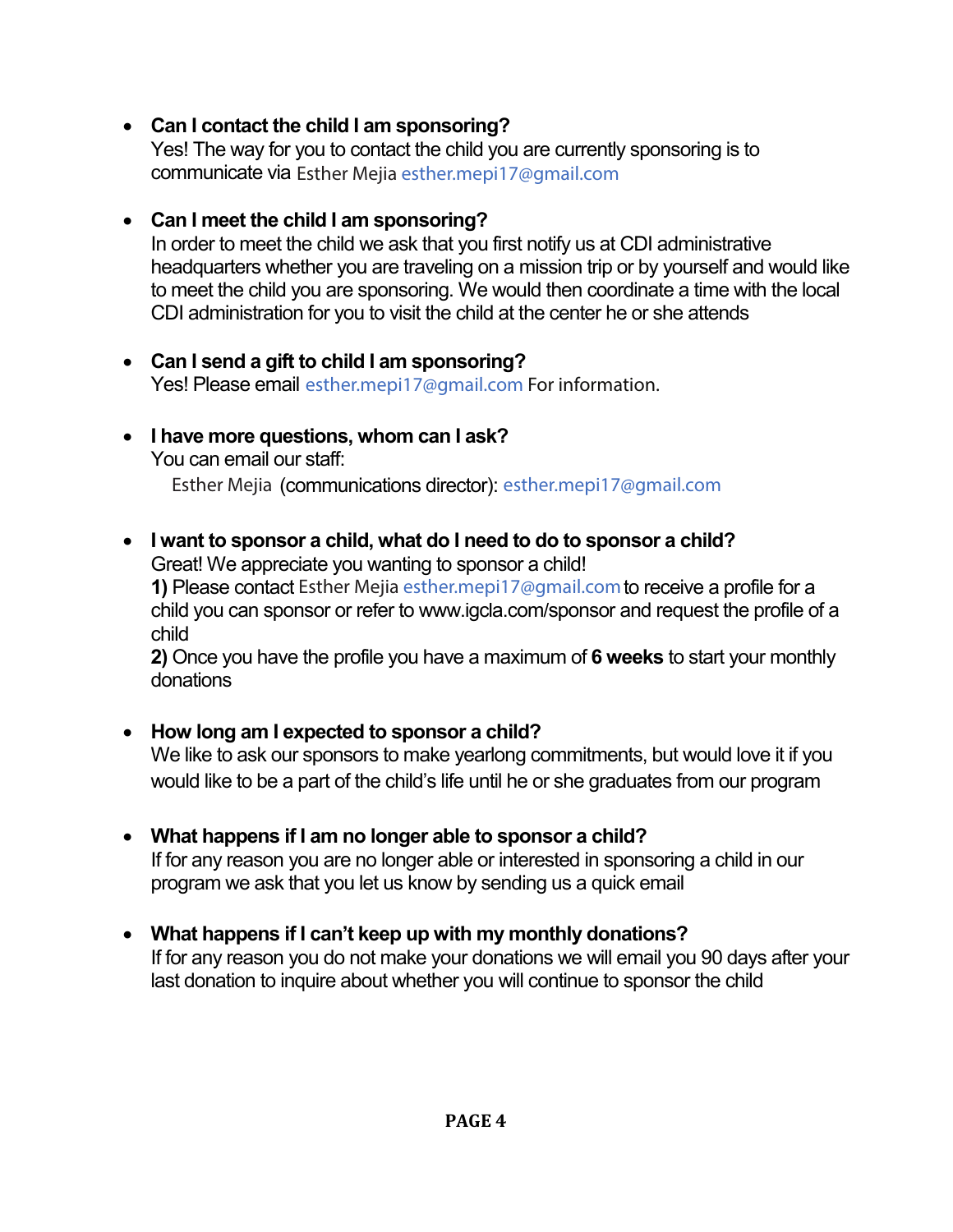- **Can I contact the child I am sponsoring?**
  Yes! The way for you to contact the child you are currently sponsoring is to communicate via Esther Mejia esther.mepi17@gmail.com

- **Can I meet the child I am sponsoring?**
  In order to meet the child we ask that you first notify us at CDI administrative headquarters whether you are traveling on a mission trip or by yourself and would like to meet the child you are sponsoring. We would then coordinate a time with the local CDI administration for you to visit the child at the center he or she attends

- **Can I send a gift to child I am sponsoring?**
  Yes! Please email esther.mepi17@gmail.com For information.

- **I have more questions, whom can I ask?**
  You can email our staff:
  Esther Mejia (communications director): esther.mepi17@gmail.com

- **I want to sponsor a child, what do I need to do to sponsor a child?**
  Great! We appreciate you wanting to sponsor a child!
  **1)** Please contact Esther Mejia esther.mepi17@gmail.com to receive a profile for a child you can sponsor or refer to www.igcla.com/sponsor and request the profile of a child
  **2)** Once you have the profile you have a maximum of **6 weeks** to start your monthly donations

- **How long am I expected to sponsor a child?**
  We like to ask our sponsors to make yearlong commitments, but would love it if you would like to be a part of the child's life until he or she graduates from our program

- **What happens if I am no longer able to sponsor a child?**
  If for any reason you are no longer able or interested in sponsoring a child in our program we ask that you let us know by sending us a quick email

- **What happens if I can't keep up with my monthly donations?**
  If for any reason you do not make your donations we will email you 90 days after your last donation to inquire about whether you will continue to sponsor the child